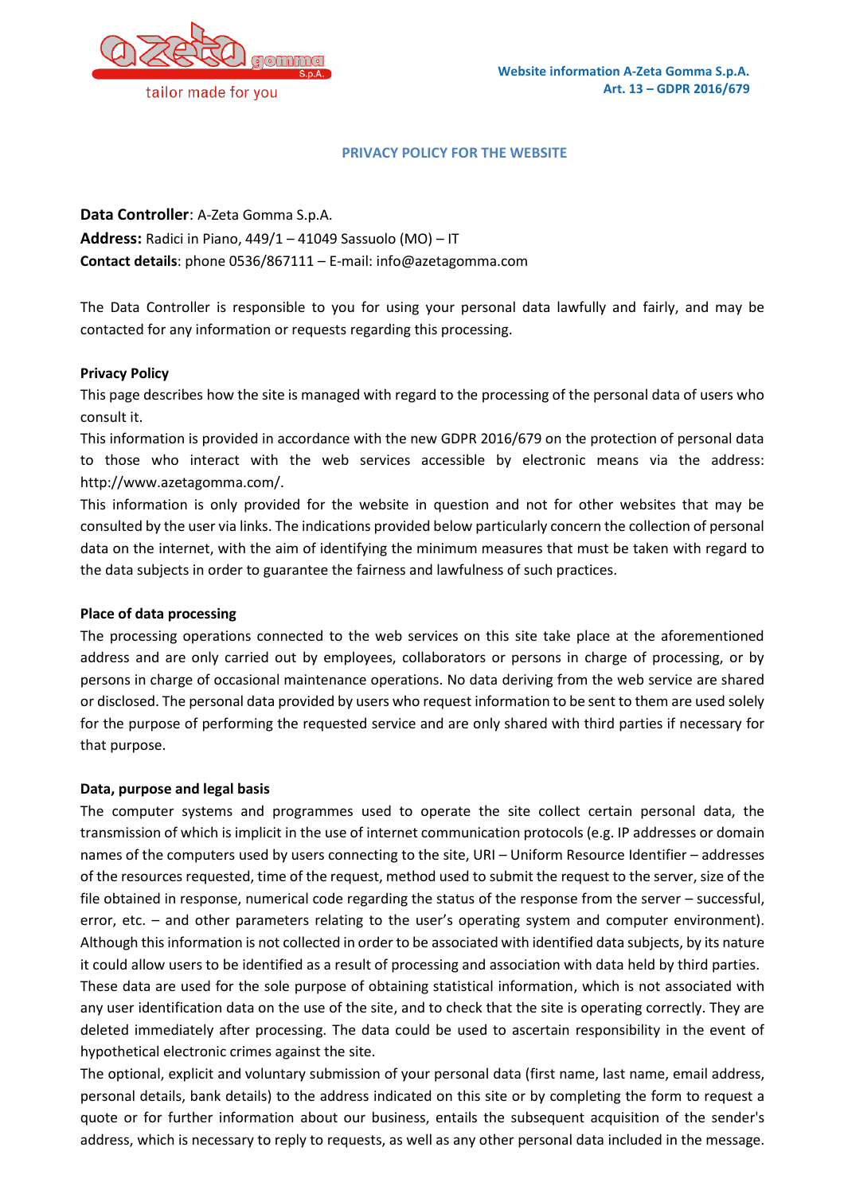# PRIVACY POLICY FOR THE WEBSITE

**Data Controller**: A-Zeta Gomma S.p.A.
**Address:** Radici in Piano, 449/1 – 41049 Sassuolo (MO) – IT
**Contact details**: phone 0536/867111 – E-mail: info@azetagomma.com

The Data Controller is responsible to you for using your personal data lawfully and fairly, and may be contacted for any information or requests regarding this processing.

**Privacy Policy**

This page describes how the site is managed with regard to the processing of the personal data of users who consult it.
This information is provided in accordance with the new GDPR 2016/679 on the protection of personal data to those who interact with the web services accessible by electronic means via the address: http://www.azetagomma.com/.
This information is only provided for the website in question and not for other websites that may be consulted by the user via links. The indications provided below particularly concern the collection of personal data on the internet, with the aim of identifying the minimum measures that must be taken with regard to the data subjects in order to guarantee the fairness and lawfulness of such practices.

**Place of data processing**

The processing operations connected to the web services on this site take place at the aforementioned address and are only carried out by employees, collaborators or persons in charge of processing, or by persons in charge of occasional maintenance operations. No data deriving from the web service are shared or disclosed. The personal data provided by users who request information to be sent to them are used solely for the purpose of performing the requested service and are only shared with third parties if necessary for that purpose.

**Data, purpose and legal basis**

The computer systems and programmes used to operate the site collect certain personal data, the transmission of which is implicit in the use of internet communication protocols (e.g. IP addresses or domain names of the computers used by users connecting to the site, URI – Uniform Resource Identifier – addresses of the resources requested, time of the request, method used to submit the request to the server, size of the file obtained in response, numerical code regarding the status of the response from the server – successful, error, etc. – and other parameters relating to the user's operating system and computer environment). Although this information is not collected in order to be associated with identified data subjects, by its nature it could allow users to be identified as a result of processing and association with data held by third parties.
These data are used for the sole purpose of obtaining statistical information, which is not associated with any user identification data on the use of the site, and to check that the site is operating correctly. They are deleted immediately after processing. The data could be used to ascertain responsibility in the event of hypothetical electronic crimes against the site.
The optional, explicit and voluntary submission of your personal data (first name, last name, email address, personal details, bank details) to the address indicated on this site or by completing the form to request a quote or for further information about our business, entails the subsequent acquisition of the sender's address, which is necessary to reply to requests, as well as any other personal data included in the message.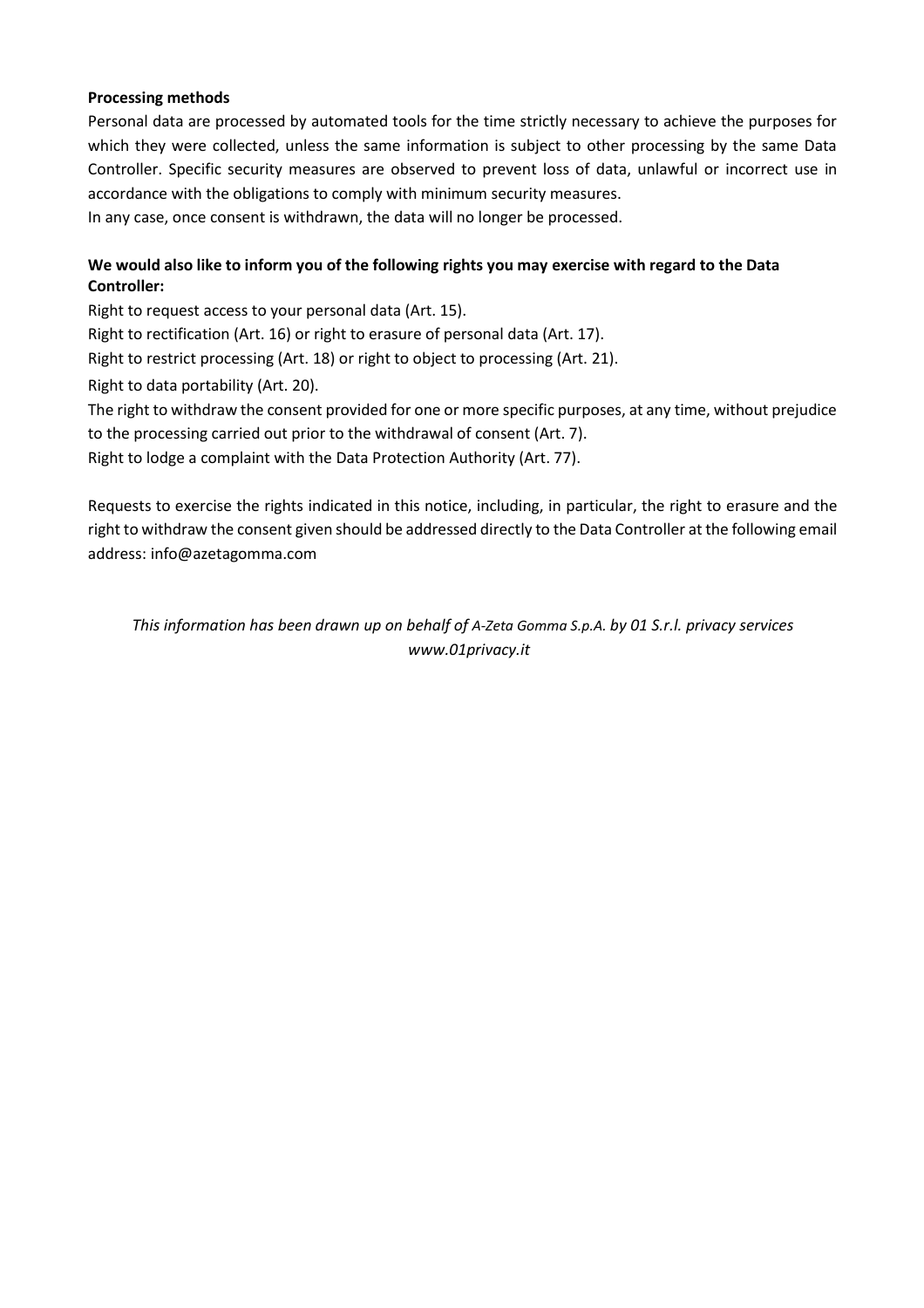**Processing methods**

Personal data are processed by automated tools for the time strictly necessary to achieve the purposes for which they were collected, unless the same information is subject to other processing by the same Data Controller. Specific security measures are observed to prevent loss of data, unlawful or incorrect use in accordance with the obligations to comply with minimum security measures.
In any case, once consent is withdrawn, the data will no longer be processed.

**We would also like to inform you of the following rights you may exercise with regard to the Data Controller:**

Right to request access to your personal data (Art. 15).
Right to rectification (Art. 16) or right to erasure of personal data (Art. 17).
Right to restrict processing (Art. 18) or right to object to processing (Art. 21).
Right to data portability (Art. 20).
The right to withdraw the consent provided for one or more specific purposes, at any time, without prejudice to the processing carried out prior to the withdrawal of consent (Art. 7).
Right to lodge a complaint with the Data Protection Authority (Art. 77).

Requests to exercise the rights indicated in this notice, including, in particular, the right to erasure and the right to withdraw the consent given should be addressed directly to the Data Controller at the following email address: info@azetagomma.com

*This information has been drawn up on behalf of A-Zeta Gomma S.p.A. by 01 S.r.l. privacy services www.01privacy.it*